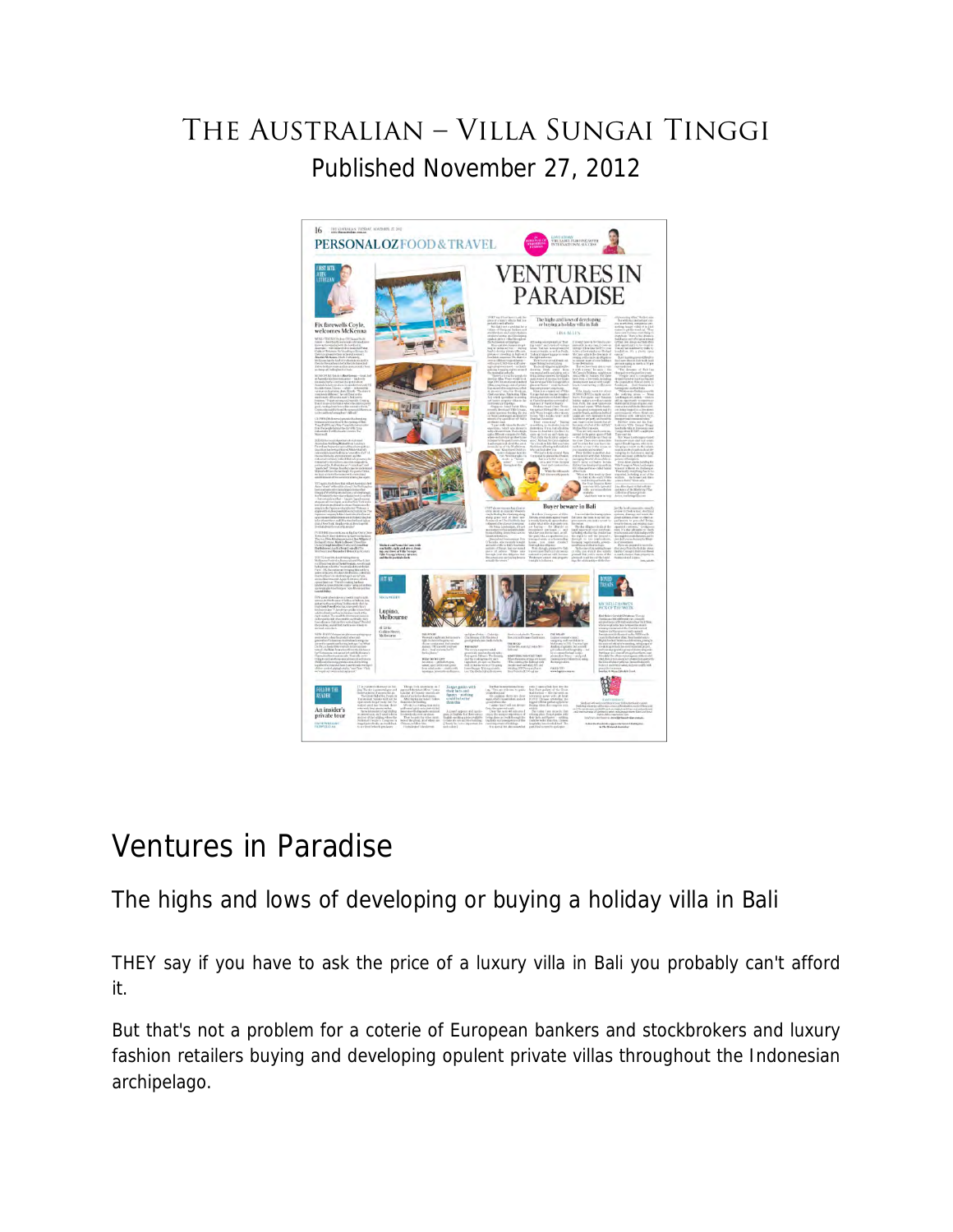# THE AUSTRALIAN – VILLA SUNGAI TINGGI

Published November 27, 2012

# Ventures in Paradise

## The highs and lows of developing or buying a holiday villa in Bali

THEY say if you have to ask the price of a luxury villa in Bali you probably can't afford it.

But that's not a problem for a coterie of European bankers and stockbrokers and luxury fashion retailers buying and developing opulent private villas throughout the Indonesian archipelago.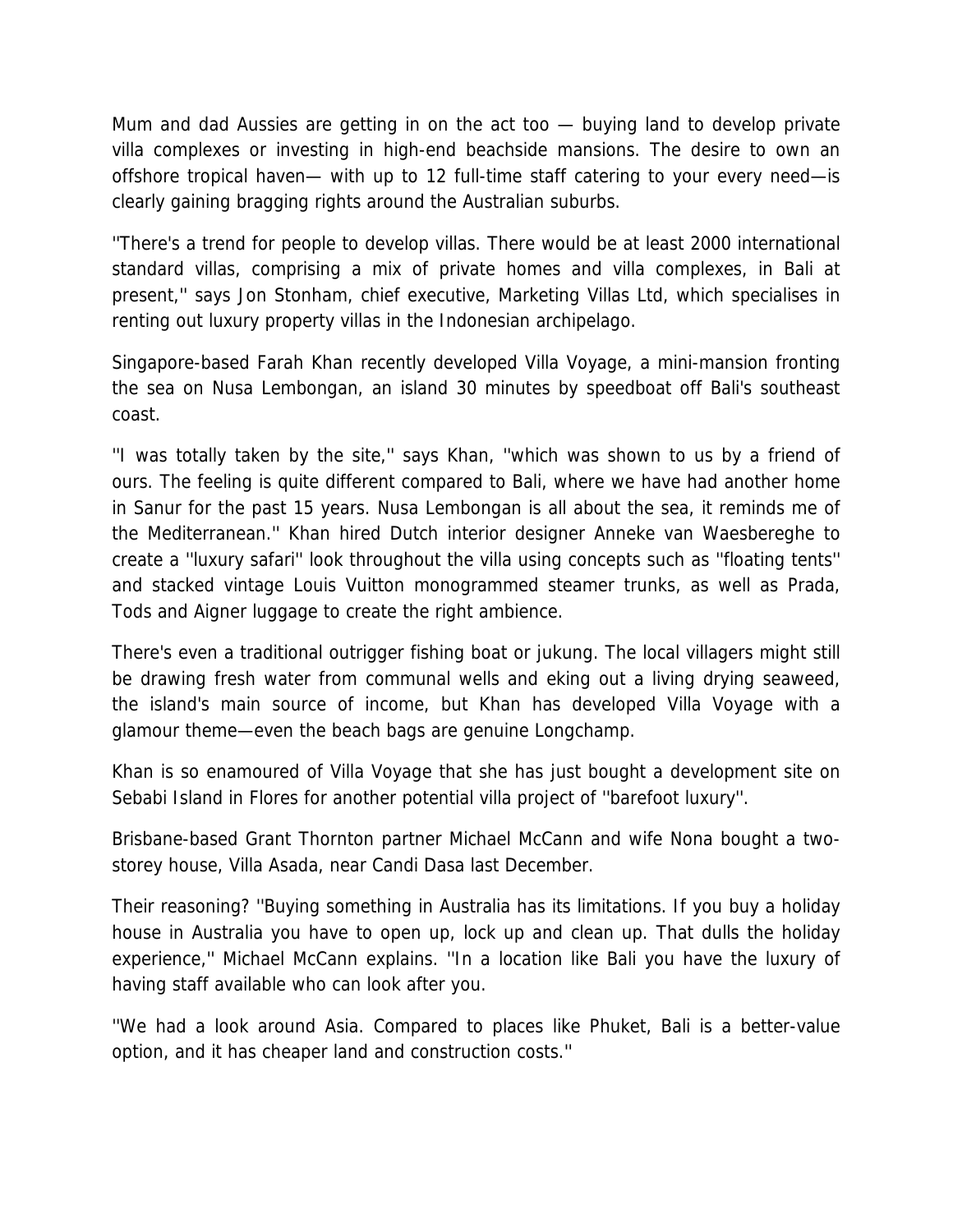Mum and dad Aussies are getting in on the act too — buying land to develop private villa complexes or investing in high-end beachside mansions. The desire to own an offshore tropical haven— with up to 12 full-time staff catering to your every need—is clearly gaining bragging rights around the Australian suburbs.

''There's a trend for people to develop villas. There would be at least 2000 international standard villas, comprising a mix of private homes and villa complexes, in Bali at present,'' says Jon Stonham, chief executive, Marketing Villas Ltd, which specialises in renting out luxury property villas in the Indonesian archipelago.

Singapore-based Farah Khan recently developed Villa Voyage, a mini-mansion fronting the sea on Nusa Lembongan, an island 30 minutes by speedboat off Bali's southeast coast.

''I was totally taken by the site,'' says Khan, ''which was shown to us by a friend of ours. The feeling is quite different compared to Bali, where we have had another home in Sanur for the past 15 years. Nusa Lembongan is all about the sea, it reminds me of the Mediterranean.'' Khan hired Dutch interior designer Anneke van Waesbereghe to create a ''luxury safari'' look throughout the villa using concepts such as ''floating tents'' and stacked vintage Louis Vuitton monogrammed steamer trunks, as well as Prada, Tods and Aigner luggage to create the right ambience.

There's even a traditional outrigger fishing boat or jukung. The local villagers might still be drawing fresh water from communal wells and eking out a living drying seaweed, the island's main source of income, but Khan has developed Villa Voyage with a glamour theme—even the beach bags are genuine Longchamp.

Khan is so enamoured of Villa Voyage that she has just bought a development site on Sebabi Island in Flores for another potential villa project of ''barefoot luxury''.

Brisbane-based Grant Thornton partner Michael McCann and wife Nona bought a two-storey house, Villa Asada, near Candi Dasa last December.

Their reasoning? ''Buying something in Australia has its limitations. If you buy a holiday house in Australia you have to open up, lock up and clean up. That dulls the holiday experience,'' Michael McCann explains. ''In a location like Bali you have the luxury of having staff available who can look after you.

''We had a look around Asia. Compared to places like Phuket, Bali is a better-value option, and it has cheaper land and construction costs.''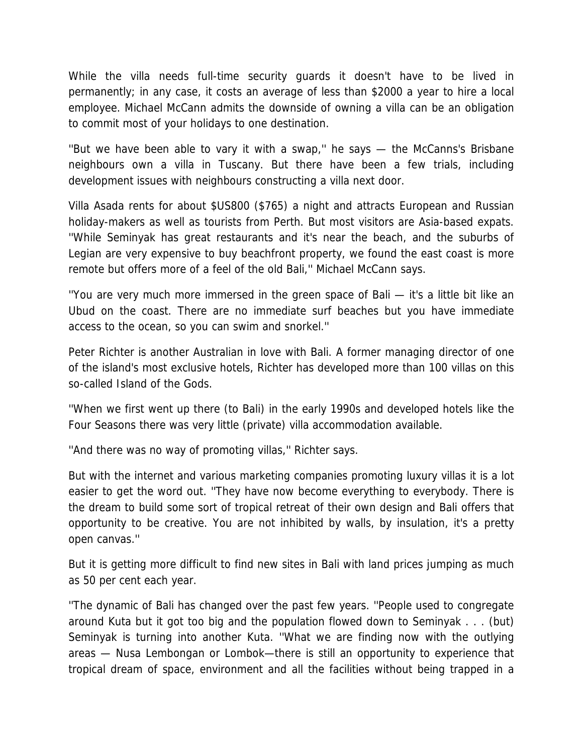While the villa needs full-time security guards it doesn't have to be lived in permanently; in any case, it costs an average of less than $2000 a year to hire a local employee. Michael McCann admits the downside of owning a villa can be an obligation to commit most of your holidays to one destination.

''But we have been able to vary it with a swap,'' he says — the McCanns's Brisbane neighbours own a villa in Tuscany. But there have been a few trials, including development issues with neighbours constructing a villa next door.

Villa Asada rents for about $US800 ($765) a night and attracts European and Russian holiday-makers as well as tourists from Perth. But most visitors are Asia-based expats. ''While Seminyak has great restaurants and it's near the beach, and the suburbs of Legian are very expensive to buy beachfront property, we found the east coast is more remote but offers more of a feel of the old Bali,'' Michael McCann says.

''You are very much more immersed in the green space of Bali — it's a little bit like an Ubud on the coast. There are no immediate surf beaches but you have immediate access to the ocean, so you can swim and snorkel.''

Peter Richter is another Australian in love with Bali. A former managing director of one of the island's most exclusive hotels, Richter has developed more than 100 villas on this so-called Island of the Gods.

''When we first went up there (to Bali) in the early 1990s and developed hotels like the Four Seasons there was very little (private) villa accommodation available.

''And there was no way of promoting villas,'' Richter says.

But with the internet and various marketing companies promoting luxury villas it is a lot easier to get the word out. ''They have now become everything to everybody. There is the dream to build some sort of tropical retreat of their own design and Bali offers that opportunity to be creative. You are not inhibited by walls, by insulation, it's a pretty open canvas.''

But it is getting more difficult to find new sites in Bali with land prices jumping as much as 50 per cent each year.

''The dynamic of Bali has changed over the past few years. ''People used to congregate around Kuta but it got too big and the population flowed down to Seminyak . . . (but) Seminyak is turning into another Kuta. ''What we are finding now with the outlying areas — Nusa Lembongan or Lombok—there is still an opportunity to experience that tropical dream of space, environment and all the facilities without being trapped in a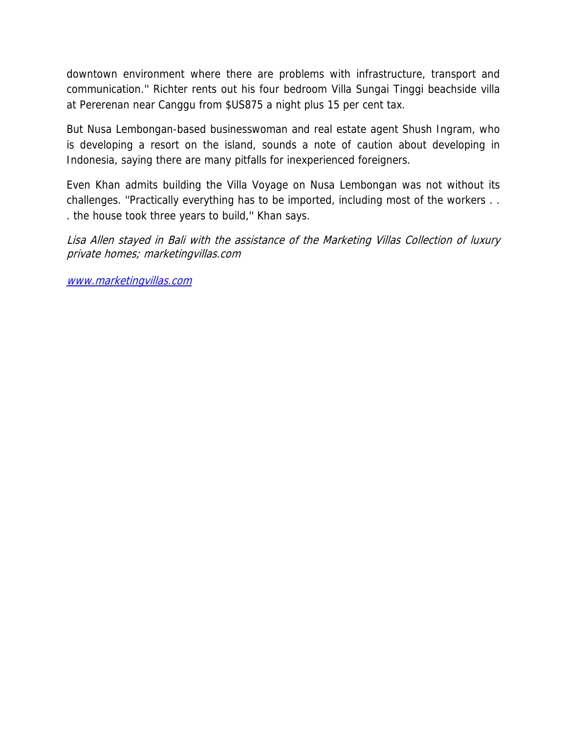downtown environment where there are problems with infrastructure, transport and communication.'' Richter rents out his four bedroom Villa Sungai Tinggi beachside villa at Pererenan near Canggu from $US875 a night plus 15 per cent tax.

But Nusa Lembongan-based businesswoman and real estate agent Shush Ingram, who is developing a resort on the island, sounds a note of caution about developing in Indonesia, saying there are many pitfalls for inexperienced foreigners.

Even Khan admits building the Villa Voyage on Nusa Lembongan was not without its challenges. ''Practically everything has to be imported, including most of the workers . . . the house took three years to build,'' Khan says.

*Lisa Allen stayed in Bali with the assistance of the Marketing Villas Collection of luxury private homes; marketingvillas.com*

[www.marketingvillas.com](http://www.marketingvillas.com)